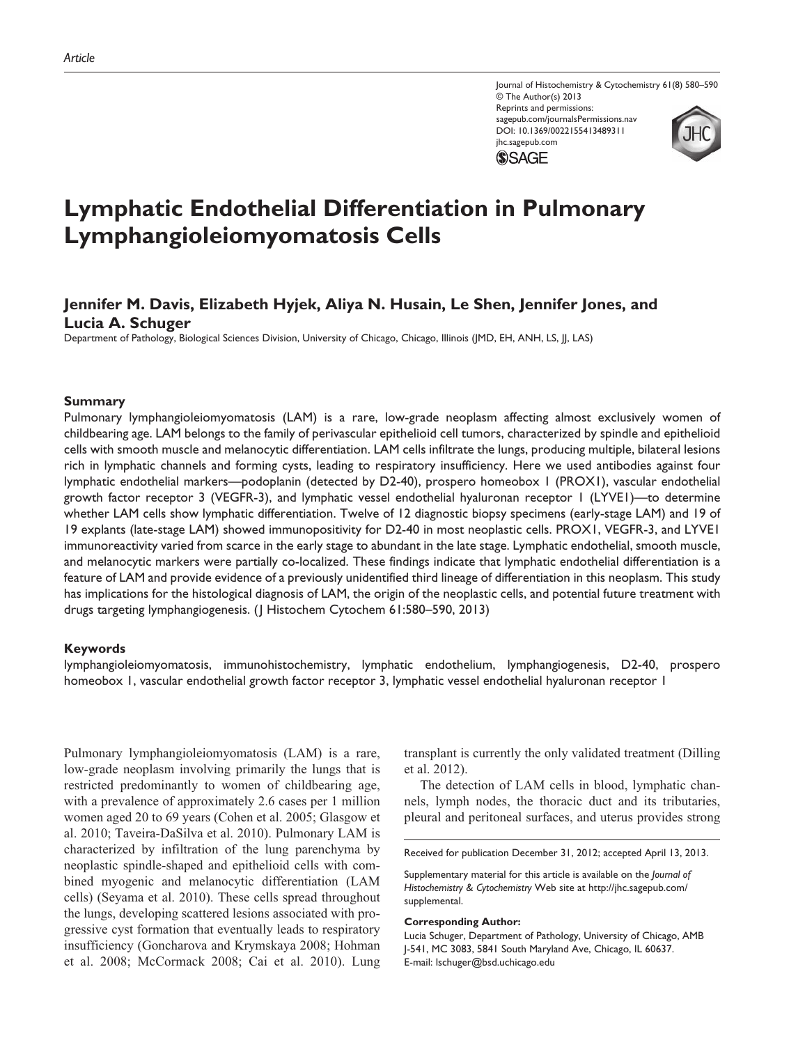Article

Journal of Histochemistry & Cytochemistry 61(8) 580–590
© The Author(s) 2013
Reprints and permissions: sagepub.com/journalsPermissions.nav
DOI: 10.1369/0022155413489311
jhc.sagepub.com

# Lymphatic Endothelial Differentiation in Pulmonary Lymphangioleiomyomatosis Cells

**Jennifer M. Davis, Elizabeth Hyjek, Aliya N. Husain, Le Shen, Jennifer Jones, and Lucia A. Schuger**

Department of Pathology, Biological Sciences Division, University of Chicago, Chicago, Illinois (JMD, EH, ANH, LS, JJ, LAS)

## Summary

Pulmonary lymphangioleiomyomatosis (LAM) is a rare, low-grade neoplasm affecting almost exclusively women of childbearing age. LAM belongs to the family of perivascular epithelioid cell tumors, characterized by spindle and epithelioid cells with smooth muscle and melanocytic differentiation. LAM cells infiltrate the lungs, producing multiple, bilateral lesions rich in lymphatic channels and forming cysts, leading to respiratory insufficiency. Here we used antibodies against four lymphatic endothelial markers—podoplanin (detected by D2-40), prospero homeobox 1 (PROX1), vascular endothelial growth factor receptor 3 (VEGFR-3), and lymphatic vessel endothelial hyaluronan receptor 1 (LYVE1)—to determine whether LAM cells show lymphatic differentiation. Twelve of 12 diagnostic biopsy specimens (early-stage LAM) and 19 of 19 explants (late-stage LAM) showed immunopositivity for D2-40 in most neoplastic cells. PROX1, VEGFR-3, and LYVE1 immunoreactivity varied from scarce in the early stage to abundant in the late stage. Lymphatic endothelial, smooth muscle, and melanocytic markers were partially co-localized. These findings indicate that lymphatic endothelial differentiation is a feature of LAM and provide evidence of a previously unidentified third lineage of differentiation in this neoplasm. This study has implications for the histological diagnosis of LAM, the origin of the neoplastic cells, and potential future treatment with drugs targeting lymphangiogenesis. (J Histochem Cytochem 61:580–590, 2013)

## Keywords

lymphangioleiomyomatosis, immunohistochemistry, lymphatic endothelium, lymphangiogenesis, D2-40, prospero homeobox 1, vascular endothelial growth factor receptor 3, lymphatic vessel endothelial hyaluronan receptor 1

Pulmonary lymphangioleiomyomatosis (LAM) is a rare, low-grade neoplasm involving primarily the lungs that is restricted predominantly to women of childbearing age, with a prevalence of approximately 2.6 cases per 1 million women aged 20 to 69 years (Cohen et al. 2005; Glasgow et al. 2010; Taveira-DaSilva et al. 2010). Pulmonary LAM is characterized by infiltration of the lung parenchyma by neoplastic spindle-shaped and epithelioid cells with combined myogenic and melanocytic differentiation (LAM cells) (Seyama et al. 2010). These cells spread throughout the lungs, developing scattered lesions associated with progressive cyst formation that eventually leads to respiratory insufficiency (Goncharova and Krymskaya 2008; Hohman et al. 2008; McCormack 2008; Cai et al. 2010). Lung transplant is currently the only validated treatment (Dilling et al. 2012).

The detection of LAM cells in blood, lymphatic channels, lymph nodes, the thoracic duct and its tributaries, pleural and peritoneal surfaces, and uterus provides strong

Received for publication December 31, 2012; accepted April 13, 2013.

Supplementary material for this article is available on the *Journal of Histochemistry & Cytochemistry* Web site at http://jhc.sagepub.com/supplemental.

**Corresponding Author:**
Lucia Schuger, Department of Pathology, University of Chicago, AMB J-541, MC 3083, 5841 South Maryland Ave, Chicago, IL 60637.
E-mail: lschuger@bsd.uchicago.edu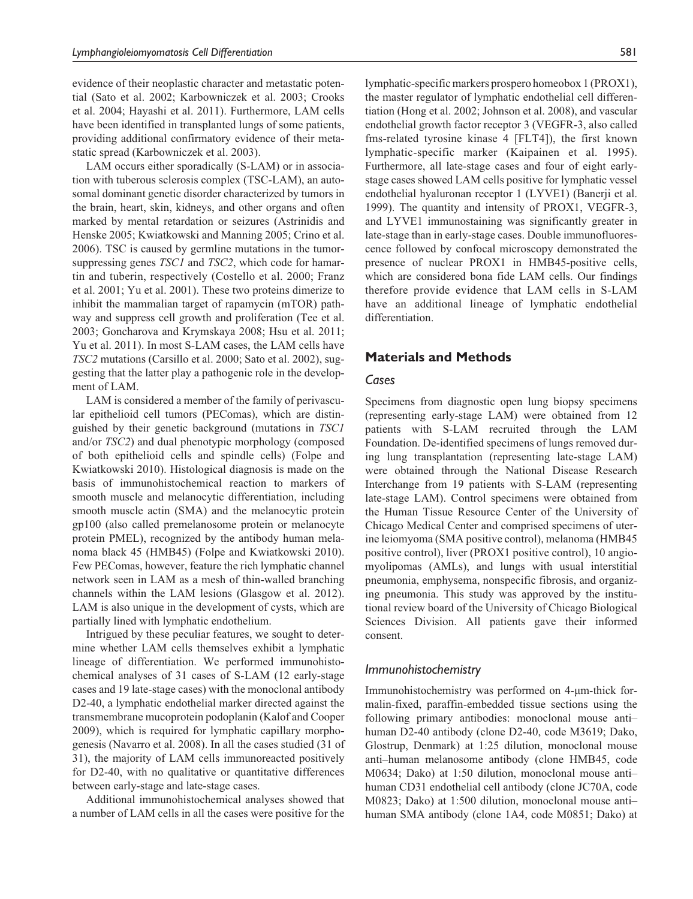evidence of their neoplastic character and metastatic potential (Sato et al. 2002; Karbowniczek et al. 2003; Crooks et al. 2004; Hayashi et al. 2011). Furthermore, LAM cells have been identified in transplanted lungs of some patients, providing additional confirmatory evidence of their metastatic spread (Karbowniczek et al. 2003).

LAM occurs either sporadically (S-LAM) or in association with tuberous sclerosis complex (TSC-LAM), an autosomal dominant genetic disorder characterized by tumors in the brain, heart, skin, kidneys, and other organs and often marked by mental retardation or seizures (Astrinidis and Henske 2005; Kwiatkowski and Manning 2005; Crino et al. 2006). TSC is caused by germline mutations in the tumor-suppressing genes *TSC1* and *TSC2*, which code for hamartin and tuberin, respectively (Costello et al. 2000; Franz et al. 2001; Yu et al. 2001). These two proteins dimerize to inhibit the mammalian target of rapamycin (mTOR) pathway and suppress cell growth and proliferation (Tee et al. 2003; Goncharova and Krymskaya 2008; Hsu et al. 2011; Yu et al. 2011). In most S-LAM cases, the LAM cells have *TSC2* mutations (Carsillo et al. 2000; Sato et al. 2002), suggesting that the latter play a pathogenic role in the development of LAM.

LAM is considered a member of the family of perivascular epithelioid cell tumors (PEComas), which are distinguished by their genetic background (mutations in *TSC1* and/or *TSC2*) and dual phenotypic morphology (composed of both epithelioid cells and spindle cells) (Folpe and Kwiatkowski 2010). Histological diagnosis is made on the basis of immunohistochemical reaction to markers of smooth muscle and melanocytic differentiation, including smooth muscle actin (SMA) and the melanocytic protein gp100 (also called premelanosome protein or melanocyte protein PMEL), recognized by the antibody human melanoma black 45 (HMB45) (Folpe and Kwiatkowski 2010). Few PEComas, however, feature the rich lymphatic channel network seen in LAM as a mesh of thin-walled branching channels within the LAM lesions (Glasgow et al. 2012). LAM is also unique in the development of cysts, which are partially lined with lymphatic endothelium.

Intrigued by these peculiar features, we sought to determine whether LAM cells themselves exhibit a lymphatic lineage of differentiation. We performed immunohistochemical analyses of 31 cases of S-LAM (12 early-stage cases and 19 late-stage cases) with the monoclonal antibody D2-40, a lymphatic endothelial marker directed against the transmembrane mucoprotein podoplanin (Kalof and Cooper 2009), which is required for lymphatic capillary morphogenesis (Navarro et al. 2008). In all the cases studied (31 of 31), the majority of LAM cells immunoreacted positively for D2-40, with no qualitative or quantitative differences between early-stage and late-stage cases.

Additional immunohistochemical analyses showed that a number of LAM cells in all the cases were positive for the lymphatic-specific markers prospero homeobox 1 (PROX1), the master regulator of lymphatic endothelial cell differentiation (Hong et al. 2002; Johnson et al. 2008), and vascular endothelial growth factor receptor 3 (VEGFR-3, also called fms-related tyrosine kinase 4 [FLT4]), the first known lymphatic-specific marker (Kaipainen et al. 1995). Furthermore, all late-stage cases and four of eight early-stage cases showed LAM cells positive for lymphatic vessel endothelial hyaluronan receptor 1 (LYVE1) (Banerji et al. 1999). The quantity and intensity of PROX1, VEGFR-3, and LYVE1 immunostaining was significantly greater in late-stage than in early-stage cases. Double immunofluorescence followed by confocal microscopy demonstrated the presence of nuclear PROX1 in HMB45-positive cells, which are considered bona fide LAM cells. Our findings therefore provide evidence that LAM cells in S-LAM have an additional lineage of lymphatic endothelial differentiation.

## Materials and Methods

### Cases

Specimens from diagnostic open lung biopsy specimens (representing early-stage LAM) were obtained from 12 patients with S-LAM recruited through the LAM Foundation. De-identified specimens of lungs removed during lung transplantation (representing late-stage LAM) were obtained through the National Disease Research Interchange from 19 patients with S-LAM (representing late-stage LAM). Control specimens were obtained from the Human Tissue Resource Center of the University of Chicago Medical Center and comprised specimens of uterine leiomyoma (SMA positive control), melanoma (HMB45 positive control), liver (PROX1 positive control), 10 angiomyolipomas (AMLs), and lungs with usual interstitial pneumonia, emphysema, nonspecific fibrosis, and organizing pneumonia. This study was approved by the institutional review board of the University of Chicago Biological Sciences Division. All patients gave their informed consent.

### Immunohistochemistry

Immunohistochemistry was performed on 4-μm-thick formalin-fixed, paraffin-embedded tissue sections using the following primary antibodies: monoclonal mouse anti–human D2-40 antibody (clone D2-40, code M3619; Dako, Glostrup, Denmark) at 1:25 dilution, monoclonal mouse anti–human melanosome antibody (clone HMB45, code M0634; Dako) at 1:50 dilution, monoclonal mouse anti–human CD31 endothelial cell antibody (clone JC70A, code M0823; Dako) at 1:500 dilution, monoclonal mouse anti–human SMA antibody (clone 1A4, code M0851; Dako) at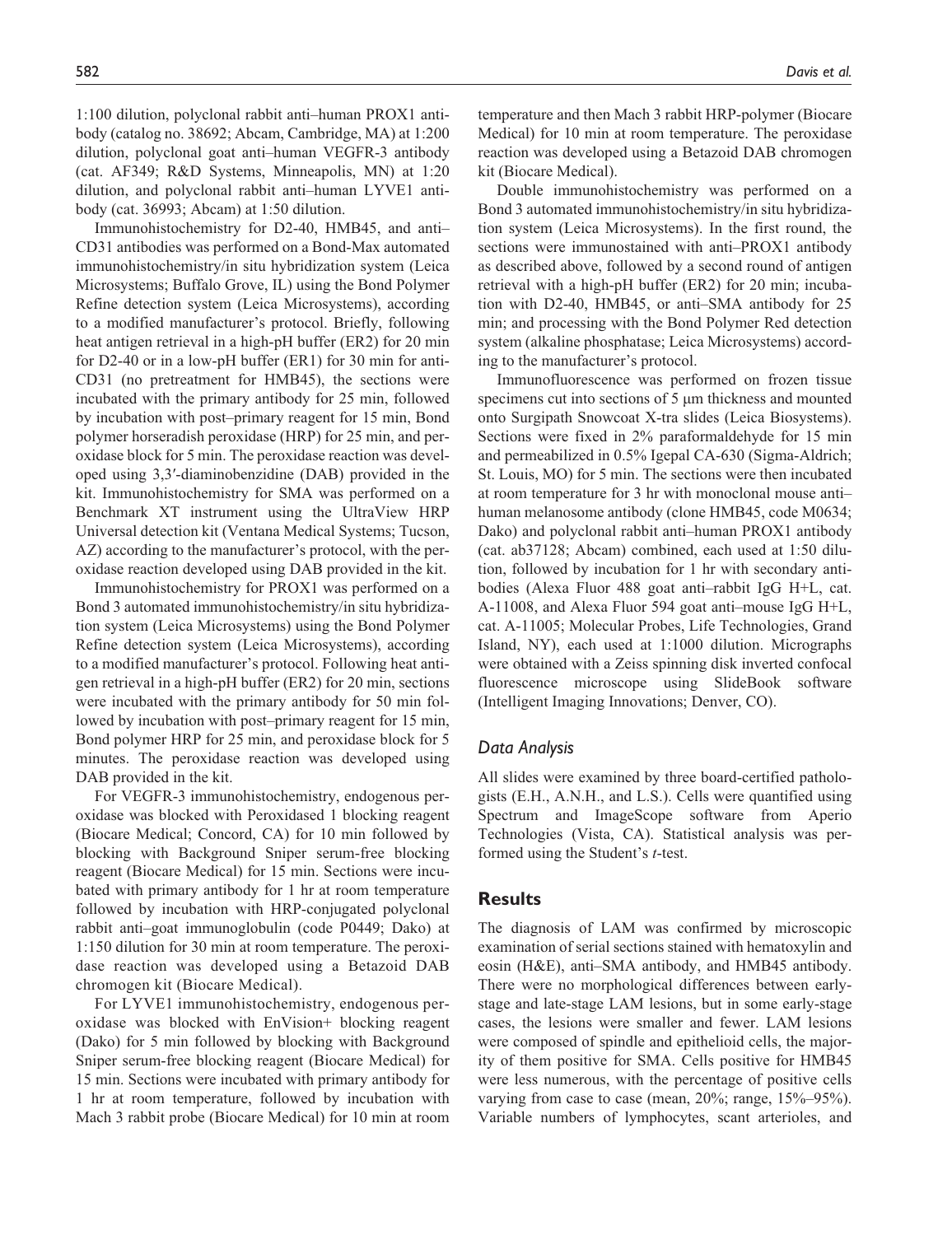1:100 dilution, polyclonal rabbit anti–human PROX1 antibody (catalog no. 38692; Abcam, Cambridge, MA) at 1:200 dilution, polyclonal goat anti–human VEGFR-3 antibody (cat. AF349; R&D Systems, Minneapolis, MN) at 1:20 dilution, and polyclonal rabbit anti–human LYVE1 antibody (cat. 36993; Abcam) at 1:50 dilution.

Immunohistochemistry for D2-40, HMB45, and anti–CD31 antibodies was performed on a Bond-Max automated immunohistochemistry/in situ hybridization system (Leica Microsystems; Buffalo Grove, IL) using the Bond Polymer Refine detection system (Leica Microsystems), according to a modified manufacturer's protocol. Briefly, following heat antigen retrieval in a high-pH buffer (ER2) for 20 min for D2-40 or in a low-pH buffer (ER1) for 30 min for anti-CD31 (no pretreatment for HMB45), the sections were incubated with the primary antibody for 25 min, followed by incubation with post–primary reagent for 15 min, Bond polymer horseradish peroxidase (HRP) for 25 min, and peroxidase block for 5 min. The peroxidase reaction was developed using 3,3′-diaminobenzidine (DAB) provided in the kit. Immunohistochemistry for SMA was performed on a Benchmark XT instrument using the UltraView HRP Universal detection kit (Ventana Medical Systems; Tucson, AZ) according to the manufacturer's protocol, with the peroxidase reaction developed using DAB provided in the kit.

Immunohistochemistry for PROX1 was performed on a Bond 3 automated immunohistochemistry/in situ hybridization system (Leica Microsystems) using the Bond Polymer Refine detection system (Leica Microsystems), according to a modified manufacturer's protocol. Following heat antigen retrieval in a high-pH buffer (ER2) for 20 min, sections were incubated with the primary antibody for 50 min followed by incubation with post–primary reagent for 15 min, Bond polymer HRP for 25 min, and peroxidase block for 5 minutes. The peroxidase reaction was developed using DAB provided in the kit.

For VEGFR-3 immunohistochemistry, endogenous peroxidase was blocked with Peroxidased 1 blocking reagent (Biocare Medical; Concord, CA) for 10 min followed by blocking with Background Sniper serum-free blocking reagent (Biocare Medical) for 15 min. Sections were incubated with primary antibody for 1 hr at room temperature followed by incubation with HRP-conjugated polyclonal rabbit anti–goat immunoglobulin (code P0449; Dako) at 1:150 dilution for 30 min at room temperature. The peroxidase reaction was developed using a Betazoid DAB chromogen kit (Biocare Medical).

For LYVE1 immunohistochemistry, endogenous peroxidase was blocked with EnVision+ blocking reagent (Dako) for 5 min followed by blocking with Background Sniper serum-free blocking reagent (Biocare Medical) for 15 min. Sections were incubated with primary antibody for 1 hr at room temperature, followed by incubation with Mach 3 rabbit probe (Biocare Medical) for 10 min at room temperature and then Mach 3 rabbit HRP-polymer (Biocare Medical) for 10 min at room temperature. The peroxidase reaction was developed using a Betazoid DAB chromogen kit (Biocare Medical).

Double immunohistochemistry was performed on a Bond 3 automated immunohistochemistry/in situ hybridization system (Leica Microsystems). In the first round, the sections were immunostained with anti–PROX1 antibody as described above, followed by a second round of antigen retrieval with a high-pH buffer (ER2) for 20 min; incubation with D2-40, HMB45, or anti–SMA antibody for 25 min; and processing with the Bond Polymer Red detection system (alkaline phosphatase; Leica Microsystems) according to the manufacturer's protocol.

Immunofluorescence was performed on frozen tissue specimens cut into sections of 5 μm thickness and mounted onto Surgipath Snowcoat X-tra slides (Leica Biosystems). Sections were fixed in 2% paraformaldehyde for 15 min and permeabilized in 0.5% Igepal CA-630 (Sigma-Aldrich; St. Louis, MO) for 5 min. The sections were then incubated at room temperature for 3 hr with monoclonal mouse anti–human melanosome antibody (clone HMB45, code M0634; Dako) and polyclonal rabbit anti–human PROX1 antibody (cat. ab37128; Abcam) combined, each used at 1:50 dilution, followed by incubation for 1 hr with secondary antibodies (Alexa Fluor 488 goat anti–rabbit IgG H+L, cat. A-11008, and Alexa Fluor 594 goat anti–mouse IgG H+L, cat. A-11005; Molecular Probes, Life Technologies, Grand Island, NY), each used at 1:1000 dilution. Micrographs were obtained with a Zeiss spinning disk inverted confocal fluorescence microscope using SlideBook software (Intelligent Imaging Innovations; Denver, CO).

### *Data Analysis*

All slides were examined by three board-certified pathologists (E.H., A.N.H., and L.S.). Cells were quantified using Spectrum and ImageScope software from Aperio Technologies (Vista, CA). Statistical analysis was performed using the Student's *t*-test.

## Results

The diagnosis of LAM was confirmed by microscopic examination of serial sections stained with hematoxylin and eosin (H&E), anti–SMA antibody, and HMB45 antibody. There were no morphological differences between early-stage and late-stage LAM lesions, but in some early-stage cases, the lesions were smaller and fewer. LAM lesions were composed of spindle and epithelioid cells, the majority of them positive for SMA. Cells positive for HMB45 were less numerous, with the percentage of positive cells varying from case to case (mean, 20%; range, 15%–95%). Variable numbers of lymphocytes, scant arterioles, and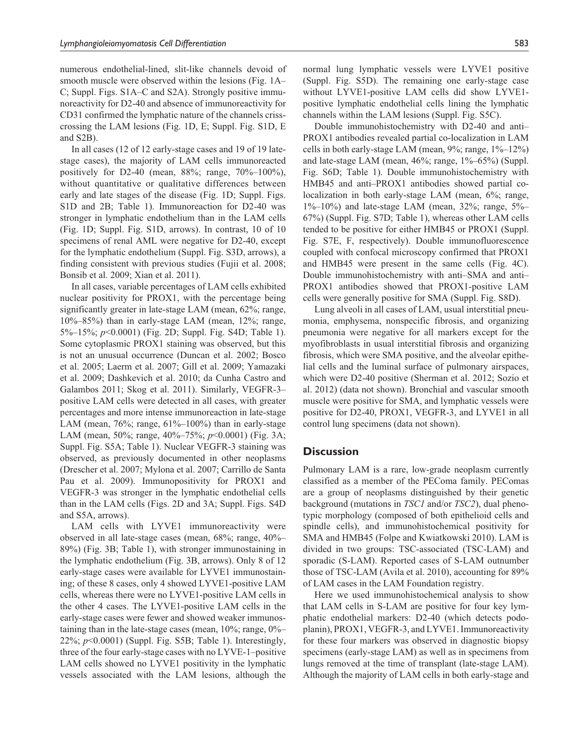numerous endothelial-lined, slit-like channels devoid of smooth muscle were observed within the lesions (Fig. 1A–C; Suppl. Figs. S1A–C and S2A). Strongly positive immunoreactivity for D2-40 and absence of immunoreactivity for CD31 confirmed the lymphatic nature of the channels crisscrossing the LAM lesions (Fig. 1D, E; Suppl. Fig. S1D, E and S2B).

In all cases (12 of 12 early-stage cases and 19 of 19 late-stage cases), the majority of LAM cells immunoreacted positively for D2-40 (mean, 88%; range, 70%–100%), without quantitative or qualitative differences between early and late stages of the disease (Fig. 1D; Suppl. Figs. S1D and 2B; Table 1). Immunoreaction for D2-40 was stronger in lymphatic endothelium than in the LAM cells (Fig. 1D; Suppl. Fig. S1D, arrows). In contrast, 10 of 10 specimens of renal AML were negative for D2-40, except for the lymphatic endothelium (Suppl. Fig. S3D, arrows), a finding consistent with previous studies (Fujii et al. 2008; Bonsib et al. 2009; Xian et al. 2011).

In all cases, variable percentages of LAM cells exhibited nuclear positivity for PROX1, with the percentage being significantly greater in late-stage LAM (mean, 62%; range, 10%–85%) than in early-stage LAM (mean, 12%; range, 5%–15%; $p<0.0001$) (Fig. 2D; Suppl. Fig. S4D; Table 1). Some cytoplasmic PROX1 staining was observed, but this is not an unusual occurrence (Duncan et al. 2002; Bosco et al. 2005; Laerm et al. 2007; Gill et al. 2009; Yamazaki et al. 2009; Dashkevich et al. 2010; da Cunha Castro and Galambos 2011; Skog et al. 2011). Similarly, VEGFR-3–positive LAM cells were detected in all cases, with greater percentages and more intense immunoreaction in late-stage LAM (mean, 76%; range, 61%–100%) than in early-stage LAM (mean, 50%; range, 40%–75%; $p<0.0001$) (Fig. 3A; Suppl. Fig. S5A; Table 1). Nuclear VEGFR-3 staining was observed, as previously documented in other neoplasms (Drescher et al. 2007; Mylona et al. 2007; Carrillo de Santa Pau et al. 2009). Immunopositivity for PROX1 and VEGFR-3 was stronger in the lymphatic endothelial cells than in the LAM cells (Figs. 2D and 3A; Suppl. Figs. S4D and S5A, arrows).

LAM cells with LYVE1 immunoreactivity were observed in all late-stage cases (mean, 68%; range, 40%–89%) (Fig. 3B; Table 1), with stronger immunostaining in the lymphatic endothelium (Fig. 3B, arrows). Only 8 of 12 early-stage cases were available for LYVE1 immunostaining; of these 8 cases, only 4 showed LYVE1-positive LAM cells, whereas there were no LYVE1-positive LAM cells in the other 4 cases. The LYVE1-positive LAM cells in the early-stage cases were fewer and showed weaker immunostaining than in the late-stage cases (mean, 10%; range, 0%–22%; $p<0.0001$) (Suppl. Fig. S5B; Table 1). Interestingly, three of the four early-stage cases with no LYVE-1–positive LAM cells showed no LYVE1 positivity in the lymphatic vessels associated with the LAM lesions, although the normal lung lymphatic vessels were LYVE1 positive (Suppl. Fig. S5D). The remaining one early-stage case without LYVE1-positive LAM cells did show LYVE1-positive lymphatic endothelial cells lining the lymphatic channels within the LAM lesions (Suppl. Fig. S5C).

Double immunohistochemistry with D2-40 and anti–PROX1 antibodies revealed partial co-localization in LAM cells in both early-stage LAM (mean, 9%; range, 1%–12%) and late-stage LAM (mean, 46%; range, 1%–65%) (Suppl. Fig. S6D; Table 1). Double immunohistochemistry with HMB45 and anti–PROX1 antibodies showed partial co-localization in both early-stage LAM (mean, 6%; range, 1%–10%) and late-stage LAM (mean, 32%; range, 5%–67%) (Suppl. Fig. S7D; Table 1), whereas other LAM cells tended to be positive for either HMB45 or PROX1 (Suppl. Fig. S7E, F, respectively). Double immunofluorescence coupled with confocal microscopy confirmed that PROX1 and HMB45 were present in the same cells (Fig. 4C). Double immunohistochemistry with anti–SMA and anti–PROX1 antibodies showed that PROX1-positive LAM cells were generally positive for SMA (Suppl. Fig. S8D).

Lung alveoli in all cases of LAM, usual interstitial pneumonia, emphysema, nonspecific fibrosis, and organizing pneumonia were negative for all markers except for the myofibroblasts in usual interstitial fibrosis and organizing fibrosis, which were SMA positive, and the alveolar epithelial cells and the luminal surface of pulmonary airspaces, which were D2-40 positive (Sherman et al. 2012; Sozio et al. 2012) (data not shown). Bronchial and vascular smooth muscle were positive for SMA, and lymphatic vessels were positive for D2-40, PROX1, VEGFR-3, and LYVE1 in all control lung specimens (data not shown).

## Discussion

Pulmonary LAM is a rare, low-grade neoplasm currently classified as a member of the PEComa family. PEComas are a group of neoplasms distinguished by their genetic background (mutations in *TSC1* and/or *TSC2*), dual phenotypic morphology (composed of both epithelioid cells and spindle cells), and immunohistochemical positivity for SMA and HMB45 (Folpe and Kwiatkowski 2010). LAM is divided in two groups: TSC-associated (TSC-LAM) and sporadic (S-LAM). Reported cases of S-LAM outnumber those of TSC-LAM (Avila et al. 2010), accounting for 89% of LAM cases in the LAM Foundation registry.

Here we used immunohistochemical analysis to show that LAM cells in S-LAM are positive for four key lymphatic endothelial markers: D2-40 (which detects podoplanin), PROX1, VEGFR-3, and LYVE1. Immunoreactivity for these four markers was observed in diagnostic biopsy specimens (early-stage LAM) as well as in specimens from lungs removed at the time of transplant (late-stage LAM). Although the majority of LAM cells in both early-stage and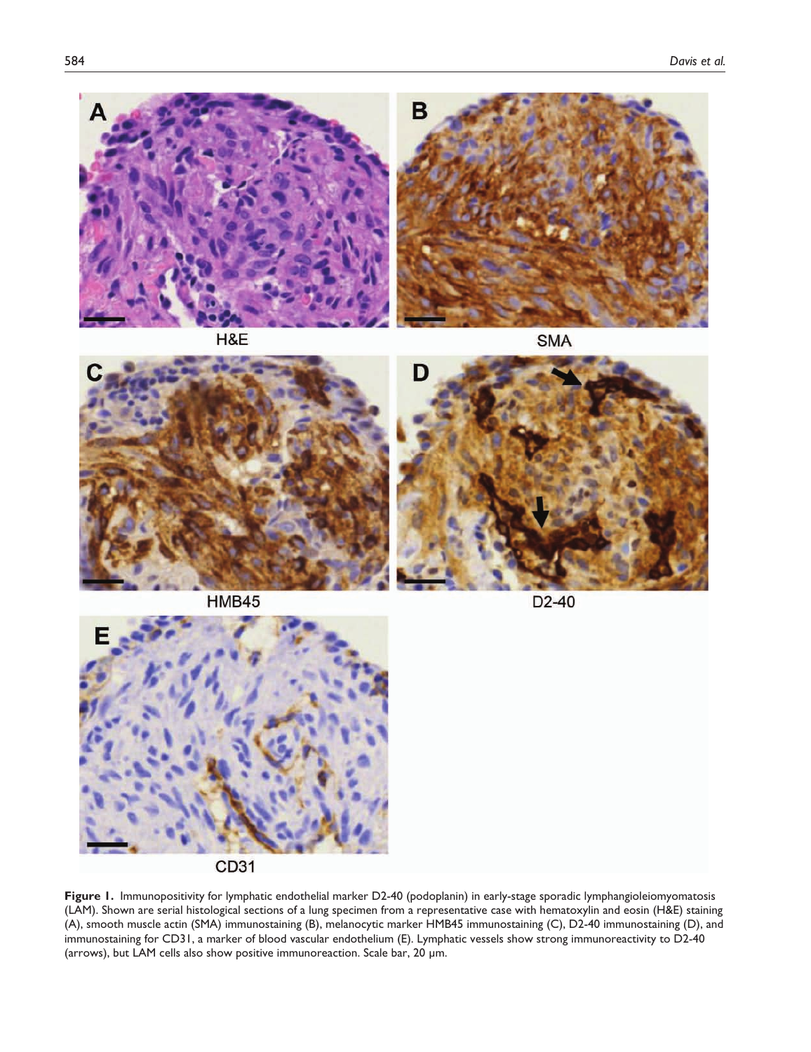**Figure 1.** Immunopositivity for lymphatic endothelial marker D2-40 (podoplanin) in early-stage sporadic lymphangioleiomyomatosis (LAM). Shown are serial histological sections of a lung specimen from a representative case with hematoxylin and eosin (H&E) staining (A), smooth muscle actin (SMA) immunostaining (B), melanocytic marker HMB45 immunostaining (C), D2-40 immunostaining (D), and immunostaining for CD31, a marker of blood vascular endothelium (E). Lymphatic vessels show strong immunoreactivity to D2-40 (arrows), but LAM cells also show positive immunoreaction. Scale bar, 20 μm.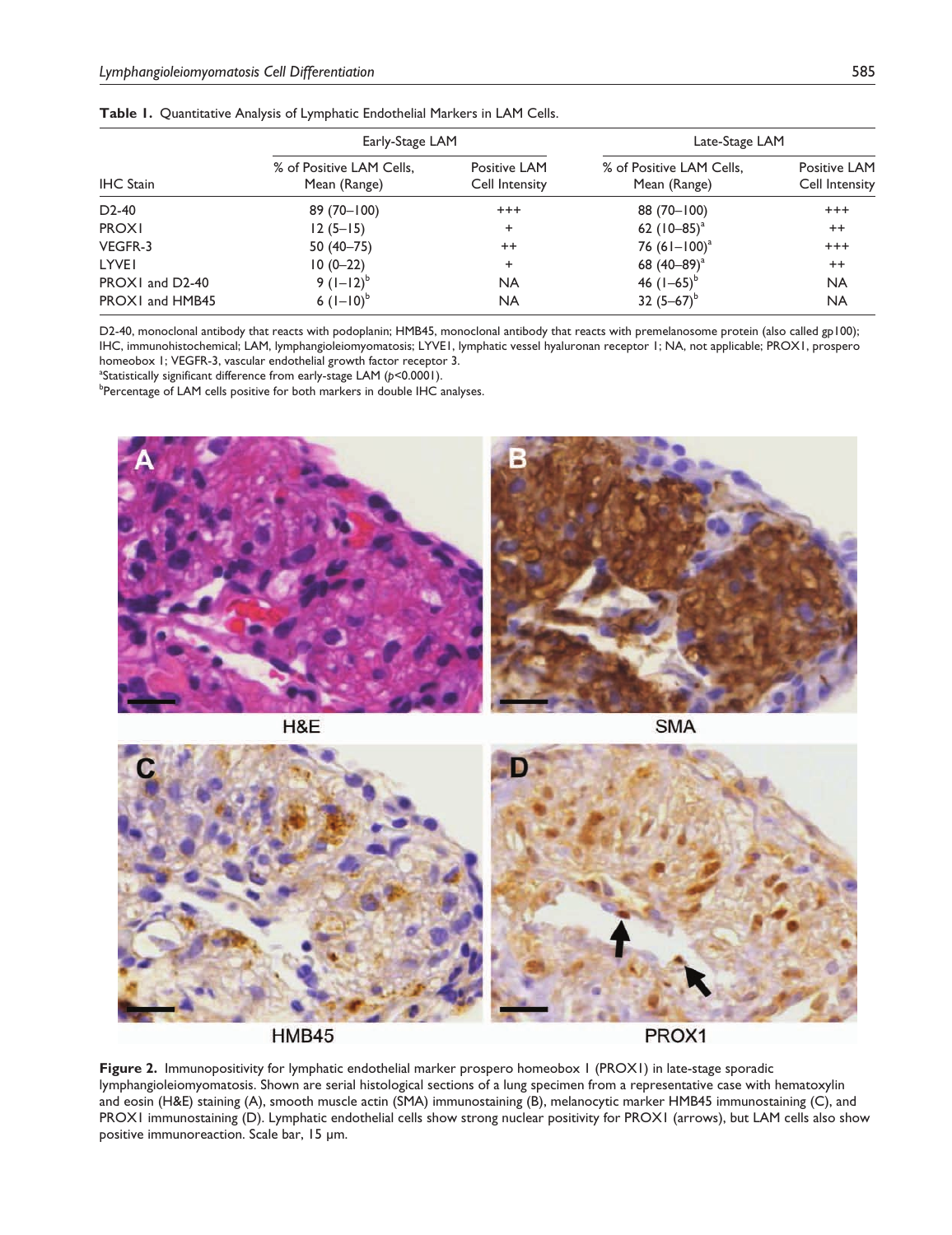**Table 1.** Quantitative Analysis of Lymphatic Endothelial Markers in LAM Cells.

| | Early-Stage LAM | | Late-Stage LAM | |
|---|---|---|---|---|
| IHC Stain | % of Positive LAM Cells, Mean (Range) | Positive LAM Cell Intensity | % of Positive LAM Cells, Mean (Range) | Positive LAM Cell Intensity |
| D2-40 | 89 (70–100) | +++ | 88 (70–100) | +++ |
| PROX1 | 12 (5–15) | + | 62 (10–85)[a] | ++ |
| VEGFR-3 | 50 (40–75) | ++ | 76 (61–100)[a] | +++ |
| LYVE1 | 10 (0–22) | + | 68 (40–89)[a] | ++ |
| PROX1 and D2-40 | 9 (1–12)[b] | NA | 46 (1–65)[b] | NA |
| PROX1 and HMB45 | 6 (1–10)[b] | NA | 32 (5–67)[b] | NA |

D2-40, monoclonal antibody that reacts with podoplanin; HMB45, monoclonal antibody that reacts with premelanosome protein (also called gp100); IHC, immunohistochemical; LAM, lymphangioleiomyomatosis; LYVE1, lymphatic vessel hyaluronan receptor 1; NA, not applicable; PROX1, prospero homeobox 1; VEGFR-3, vascular endothelial growth factor receptor 3.

[a]Statistically significant difference from early-stage LAM ($p<0.0001$).

[b]Percentage of LAM cells positive for both markers in double IHC analyses.

**Figure 2.** Immunopositivity for lymphatic endothelial marker prospero homeobox 1 (PROX1) in late-stage sporadic lymphangioleiomyomatosis. Shown are serial histological sections of a lung specimen from a representative case with hematoxylin and eosin (H&E) staining (A), smooth muscle actin (SMA) immunostaining (B), melanocytic marker HMB45 immunostaining (C), and PROX1 immunostaining (D). Lymphatic endothelial cells show strong nuclear positivity for PROX1 (arrows), but LAM cells also show positive immunoreaction. Scale bar, 15 µm.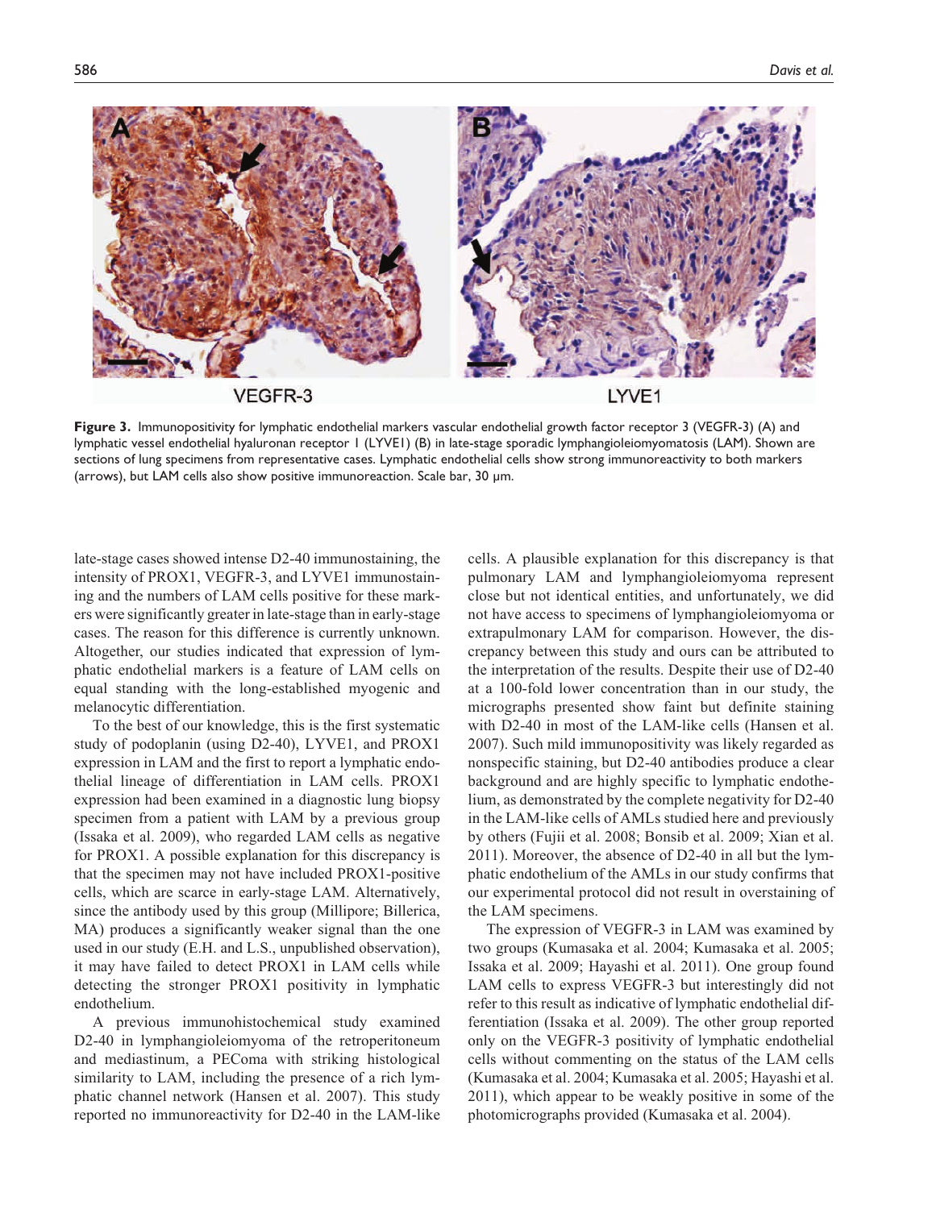**Figure 3.** Immunopositivity for lymphatic endothelial markers vascular endothelial growth factor receptor 3 (VEGFR-3) (A) and lymphatic vessel endothelial hyaluronan receptor 1 (LYVE1) (B) in late-stage sporadic lymphangioleiomyomatosis (LAM). Shown are sections of lung specimens from representative cases. Lymphatic endothelial cells show strong immunoreactivity to both markers (arrows), but LAM cells also show positive immunoreaction. Scale bar, 30 µm.

late-stage cases showed intense D2-40 immunostaining, the intensity of PROX1, VEGFR-3, and LYVE1 immunostaining and the numbers of LAM cells positive for these markers were significantly greater in late-stage than in early-stage cases. The reason for this difference is currently unknown. Altogether, our studies indicated that expression of lymphatic endothelial markers is a feature of LAM cells on equal standing with the long-established myogenic and melanocytic differentiation.

To the best of our knowledge, this is the first systematic study of podoplanin (using D2-40), LYVE1, and PROX1 expression in LAM and the first to report a lymphatic endothelial lineage of differentiation in LAM cells. PROX1 expression had been examined in a diagnostic lung biopsy specimen from a patient with LAM by a previous group (Issaka et al. 2009), who regarded LAM cells as negative for PROX1. A possible explanation for this discrepancy is that the specimen may not have included PROX1-positive cells, which are scarce in early-stage LAM. Alternatively, since the antibody used by this group (Millipore; Billerica, MA) produces a significantly weaker signal than the one used in our study (E.H. and L.S., unpublished observation), it may have failed to detect PROX1 in LAM cells while detecting the stronger PROX1 positivity in lymphatic endothelium.

A previous immunohistochemical study examined D2-40 in lymphangioleiomyoma of the retroperitoneum and mediastinum, a PEComa with striking histological similarity to LAM, including the presence of a rich lymphatic channel network (Hansen et al. 2007). This study reported no immunoreactivity for D2-40 in the LAM-like cells. A plausible explanation for this discrepancy is that pulmonary LAM and lymphangioleiomyoma represent close but not identical entities, and unfortunately, we did not have access to specimens of lymphangioleiomyoma or extrapulmonary LAM for comparison. However, the discrepancy between this study and ours can be attributed to the interpretation of the results. Despite their use of D2-40 at a 100-fold lower concentration than in our study, the micrographs presented show faint but definite staining with D2-40 in most of the LAM-like cells (Hansen et al. 2007). Such mild immunopositivity was likely regarded as nonspecific staining, but D2-40 antibodies produce a clear background and are highly specific to lymphatic endothelium, as demonstrated by the complete negativity for D2-40 in the LAM-like cells of AMLs studied here and previously by others (Fujii et al. 2008; Bonsib et al. 2009; Xian et al. 2011). Moreover, the absence of D2-40 in all but the lymphatic endothelium of the AMLs in our study confirms that our experimental protocol did not result in overstaining of the LAM specimens.

The expression of VEGFR-3 in LAM was examined by two groups (Kumasaka et al. 2004; Kumasaka et al. 2005; Issaka et al. 2009; Hayashi et al. 2011). One group found LAM cells to express VEGFR-3 but interestingly did not refer to this result as indicative of lymphatic endothelial differentiation (Issaka et al. 2009). The other group reported only on the VEGFR-3 positivity of lymphatic endothelial cells without commenting on the status of the LAM cells (Kumasaka et al. 2004; Kumasaka et al. 2005; Hayashi et al. 2011), which appear to be weakly positive in some of the photomicrographs provided (Kumasaka et al. 2004).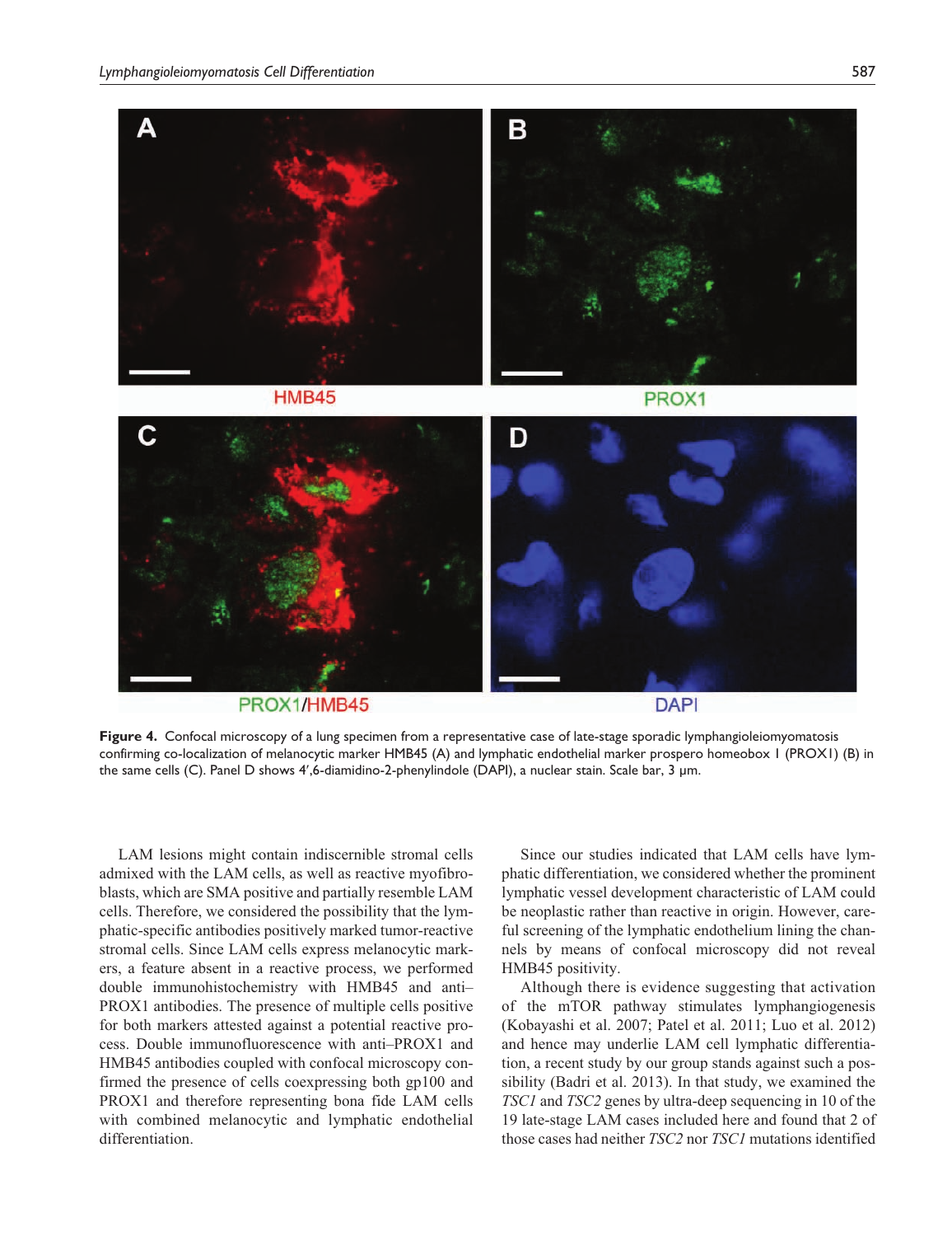**Figure 4.** Confocal microscopy of a lung specimen from a representative case of late-stage sporadic lymphangioleiomyomatosis confirming co-localization of melanocytic marker HMB45 (A) and lymphatic endothelial marker prospero homeobox 1 (PROX1) (B) in the same cells (C). Panel D shows 4′,6-diamidino-2-phenylindole (DAPI), a nuclear stain. Scale bar, 3 µm.

LAM lesions might contain indiscernible stromal cells admixed with the LAM cells, as well as reactive myofibroblasts, which are SMA positive and partially resemble LAM cells. Therefore, we considered the possibility that the lymphatic-specific antibodies positively marked tumor-reactive stromal cells. Since LAM cells express melanocytic markers, a feature absent in a reactive process, we performed double immunohistochemistry with HMB45 and anti–PROX1 antibodies. The presence of multiple cells positive for both markers attested against a potential reactive process. Double immunofluorescence with anti–PROX1 and HMB45 antibodies coupled with confocal microscopy confirmed the presence of cells coexpressing both gp100 and PROX1 and therefore representing bona fide LAM cells with combined melanocytic and lymphatic endothelial differentiation.

Since our studies indicated that LAM cells have lymphatic differentiation, we considered whether the prominent lymphatic vessel development characteristic of LAM could be neoplastic rather than reactive in origin. However, careful screening of the lymphatic endothelium lining the channels by means of confocal microscopy did not reveal HMB45 positivity.

Although there is evidence suggesting that activation of the mTOR pathway stimulates lymphangiogenesis (Kobayashi et al. 2007; Patel et al. 2011; Luo et al. 2012) and hence may underlie LAM cell lymphatic differentiation, a recent study by our group stands against such a possibility (Badri et al. 2013). In that study, we examined the *TSC1* and *TSC2* genes by ultra-deep sequencing in 10 of the 19 late-stage LAM cases included here and found that 2 of those cases had neither *TSC2* nor *TSC1* mutations identified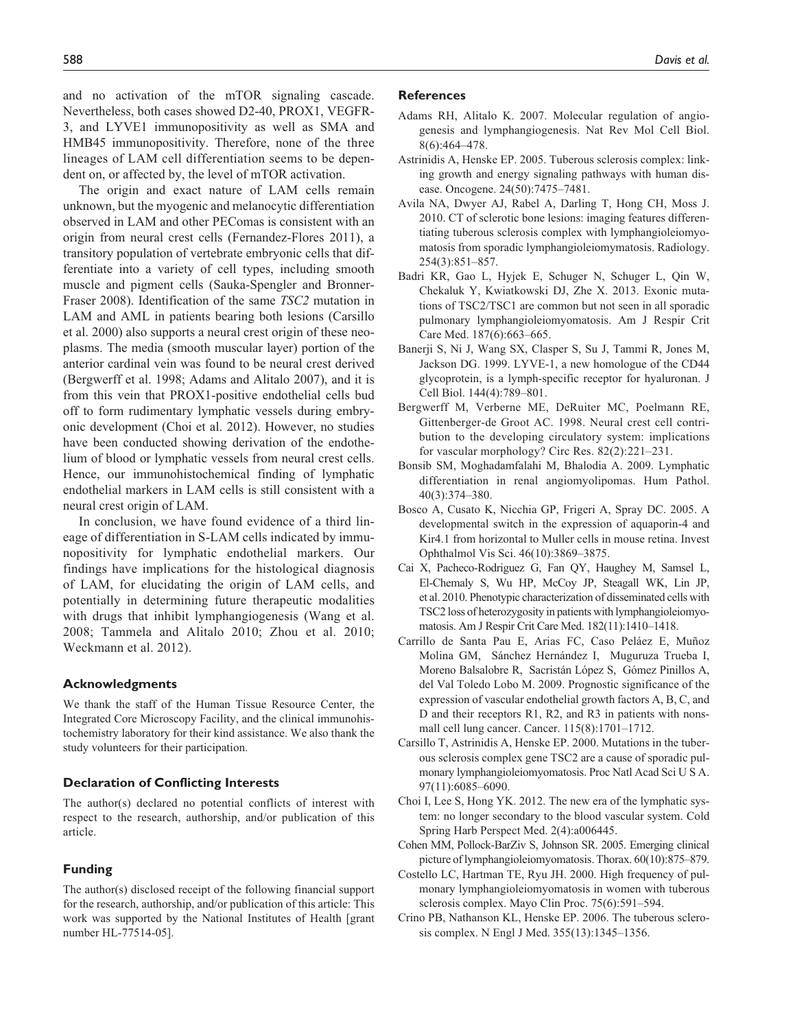and no activation of the mTOR signaling cascade. Nevertheless, both cases showed D2-40, PROX1, VEGFR-3, and LYVE1 immunopositivity as well as SMA and HMB45 immunopositivity. Therefore, none of the three lineages of LAM cell differentiation seems to be dependent on, or affected by, the level of mTOR activation.

The origin and exact nature of LAM cells remain unknown, but the myogenic and melanocytic differentiation observed in LAM and other PEComas is consistent with an origin from neural crest cells (Fernandez-Flores 2011), a transitory population of vertebrate embryonic cells that differentiate into a variety of cell types, including smooth muscle and pigment cells (Sauka-Spengler and Bronner-Fraser 2008). Identification of the same *TSC2* mutation in LAM and AML in patients bearing both lesions (Carsillo et al. 2000) also supports a neural crest origin of these neoplasms. The media (smooth muscular layer) portion of the anterior cardinal vein was found to be neural crest derived (Bergwerff et al. 1998; Adams and Alitalo 2007), and it is from this vein that PROX1-positive endothelial cells bud off to form rudimentary lymphatic vessels during embryonic development (Choi et al. 2012). However, no studies have been conducted showing derivation of the endothelium of blood or lymphatic vessels from neural crest cells. Hence, our immunohistochemical finding of lymphatic endothelial markers in LAM cells is still consistent with a neural crest origin of LAM.

In conclusion, we have found evidence of a third lineage of differentiation in S-LAM cells indicated by immunopositivity for lymphatic endothelial markers. Our findings have implications for the histological diagnosis of LAM, for elucidating the origin of LAM cells, and potentially in determining future therapeutic modalities with drugs that inhibit lymphangiogenesis (Wang et al. 2008; Tammela and Alitalo 2010; Zhou et al. 2010; Weckmann et al. 2012).

### Acknowledgments

We thank the staff of the Human Tissue Resource Center, the Integrated Core Microscopy Facility, and the clinical immunohistochemistry laboratory for their kind assistance. We also thank the study volunteers for their participation.

### Declaration of Conflicting Interests

The author(s) declared no potential conflicts of interest with respect to the research, authorship, and/or publication of this article.

### Funding

The author(s) disclosed receipt of the following financial support for the research, authorship, and/or publication of this article: This work was supported by the National Institutes of Health [grant number HL-77514-05].

### References

Adams RH, Alitalo K. 2007. Molecular regulation of angiogenesis and lymphangiogenesis. Nat Rev Mol Cell Biol. 8(6):464–478.

Astrinidis A, Henske EP. 2005. Tuberous sclerosis complex: linking growth and energy signaling pathways with human disease. Oncogene. 24(50):7475–7481.

Avila NA, Dwyer AJ, Rabel A, Darling T, Hong CH, Moss J. 2010. CT of sclerotic bone lesions: imaging features differentiating tuberous sclerosis complex with lymphangioleiomyomatosis from sporadic lymphangioleiomymatosis. Radiology. 254(3):851–857.

Badri KR, Gao L, Hyjek E, Schuger N, Schuger L, Qin W, Chekaluk Y, Kwiatkowski DJ, Zhe X. 2013. Exonic mutations of TSC2/TSC1 are common but not seen in all sporadic pulmonary lymphangioleiomyomatosis. Am J Respir Crit Care Med. 187(6):663–665.

Banerji S, Ni J, Wang SX, Clasper S, Su J, Tammi R, Jones M, Jackson DG. 1999. LYVE-1, a new homologue of the CD44 glycoprotein, is a lymph-specific receptor for hyaluronan. J Cell Biol. 144(4):789–801.

Bergwerff M, Verberne ME, DeRuiter MC, Poelmann RE, Gittenberger-de Groot AC. 1998. Neural crest cell contribution to the developing circulatory system: implications for vascular morphology? Circ Res. 82(2):221–231.

Bonsib SM, Moghadamfalahi M, Bhalodia A. 2009. Lymphatic differentiation in renal angiomyolipomas. Hum Pathol. 40(3):374–380.

Bosco A, Cusato K, Nicchia GP, Frigeri A, Spray DC. 2005. A developmental switch in the expression of aquaporin-4 and Kir4.1 from horizontal to Muller cells in mouse retina. Invest Ophthalmol Vis Sci. 46(10):3869–3875.

Cai X, Pacheco-Rodriguez G, Fan QY, Haughey M, Samsel L, El-Chemaly S, Wu HP, McCoy JP, Steagall WK, Lin JP, et al. 2010. Phenotypic characterization of disseminated cells with TSC2 loss of heterozygosity in patients with lymphangioleiomyomatosis. Am J Respir Crit Care Med. 182(11):1410–1418.

Carrillo de Santa Pau E, Arias FC, Caso Peláez E, Muñoz Molina GM, Sánchez Hernández I, Muguruza Trueba I, Moreno Balsalobre R, Sacristán López S, Gómez Pinillos A, del Val Toledo Lobo M. 2009. Prognostic significance of the expression of vascular endothelial growth factors A, B, C, and D and their receptors R1, R2, and R3 in patients with nonsmall cell lung cancer. Cancer. 115(8):1701–1712.

Carsillo T, Astrinidis A, Henske EP. 2000. Mutations in the tuberous sclerosis complex gene TSC2 are a cause of sporadic pulmonary lymphangioleiomyomatosis. Proc Natl Acad Sci U S A. 97(11):6085–6090.

Choi I, Lee S, Hong YK. 2012. The new era of the lymphatic system: no longer secondary to the blood vascular system. Cold Spring Harb Perspect Med. 2(4):a006445.

Cohen MM, Pollock-BarZiv S, Johnson SR. 2005. Emerging clinical picture of lymphangioleiomyomatosis. Thorax. 60(10):875–879.

Costello LC, Hartman TE, Ryu JH. 2000. High frequency of pulmonary lymphangioleiomyomatosis in women with tuberous sclerosis complex. Mayo Clin Proc. 75(6):591–594.

Crino PB, Nathanson KL, Henske EP. 2006. The tuberous sclerosis complex. N Engl J Med. 355(13):1345–1356.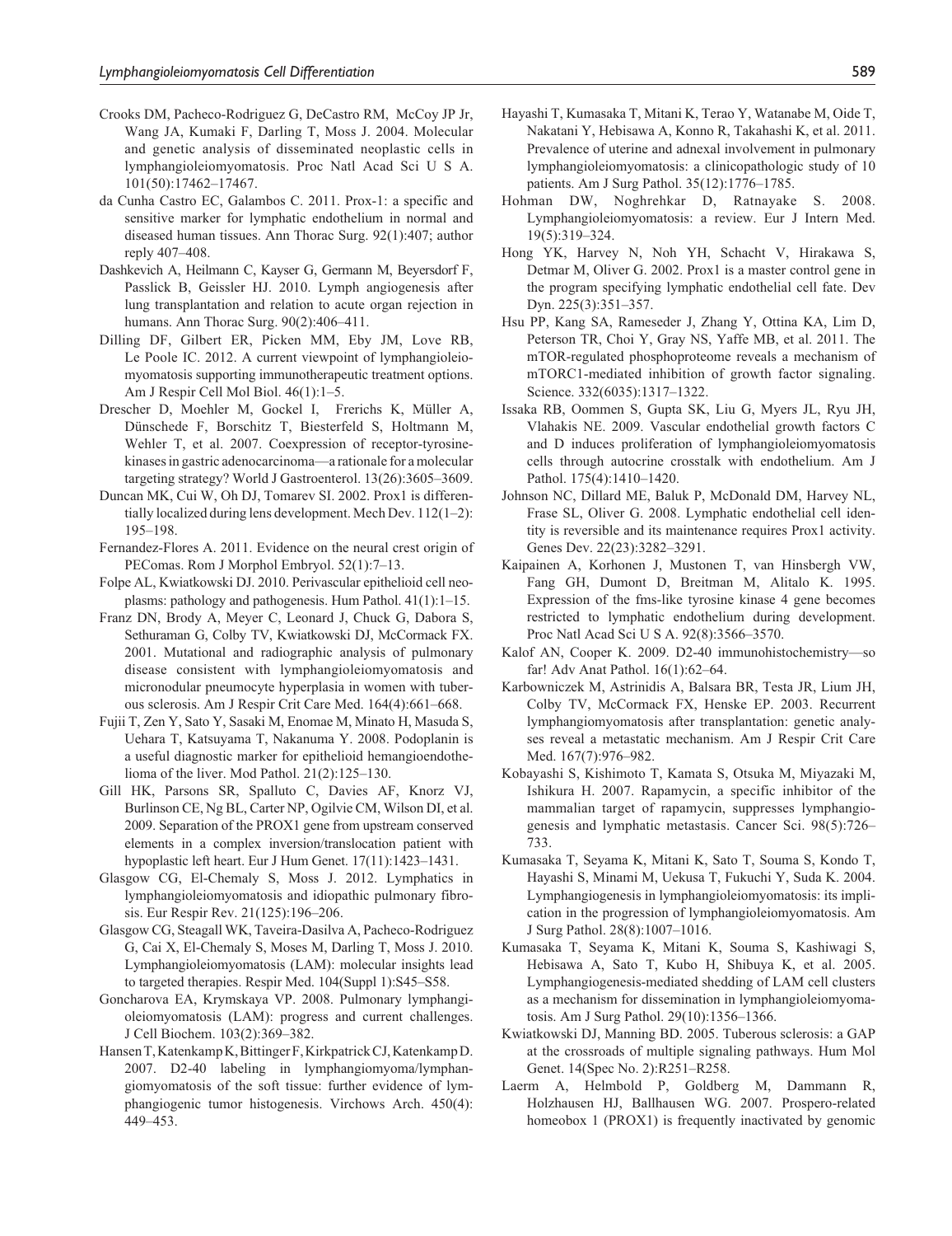Crooks DM, Pacheco-Rodriguez G, DeCastro RM, McCoy JP Jr, Wang JA, Kumaki F, Darling T, Moss J. 2004. Molecular and genetic analysis of disseminated neoplastic cells in lymphangioleiomyomatosis. Proc Natl Acad Sci U S A. 101(50):17462–17467.

da Cunha Castro EC, Galambos C. 2011. Prox-1: a specific and sensitive marker for lymphatic endothelium in normal and diseased human tissues. Ann Thorac Surg. 92(1):407; author reply 407–408.

Dashkevich A, Heilmann C, Kayser G, Germann M, Beyersdorf F, Passlick B, Geissler HJ. 2010. Lymph angiogenesis after lung transplantation and relation to acute organ rejection in humans. Ann Thorac Surg. 90(2):406–411.

Dilling DF, Gilbert ER, Picken MM, Eby JM, Love RB, Le Poole IC. 2012. A current viewpoint of lymphangioleiomyomatosis supporting immunotherapeutic treatment options. Am J Respir Cell Mol Biol. 46(1):1–5.

Drescher D, Moehler M, Gockel I, Frerichs K, Müller A, Dünschede F, Borschitz T, Biesterfeld S, Holtmann M, Wehler T, et al. 2007. Coexpression of receptor-tyrosine-kinases in gastric adenocarcinoma—a rationale for a molecular targeting strategy? World J Gastroenterol. 13(26):3605–3609.

Duncan MK, Cui W, Oh DJ, Tomarev SI. 2002. Prox1 is differentially localized during lens development. Mech Dev. 112(1–2): 195–198.

Fernandez-Flores A. 2011. Evidence on the neural crest origin of PEComas. Rom J Morphol Embryol. 52(1):7–13.

Folpe AL, Kwiatkowski DJ. 2010. Perivascular epithelioid cell neoplasms: pathology and pathogenesis. Hum Pathol. 41(1):1–15.

Franz DN, Brody A, Meyer C, Leonard J, Chuck G, Dabora S, Sethuraman G, Colby TV, Kwiatkowski DJ, McCormack FX. 2001. Mutational and radiographic analysis of pulmonary disease consistent with lymphangioleiomyomatosis and micronodular pneumocyte hyperplasia in women with tuberous sclerosis. Am J Respir Crit Care Med. 164(4):661–668.

Fujii T, Zen Y, Sato Y, Sasaki M, Enomae M, Minato H, Masuda S, Uehara T, Katsuyama T, Nakanuma Y. 2008. Podoplanin is a useful diagnostic marker for epithelioid hemangioendothelioma of the liver. Mod Pathol. 21(2):125–130.

Gill HK, Parsons SR, Spalluto C, Davies AF, Knorz VJ, Burlinson CE, Ng BL, Carter NP, Ogilvie CM, Wilson DI, et al. 2009. Separation of the PROX1 gene from upstream conserved elements in a complex inversion/translocation patient with hypoplastic left heart. Eur J Hum Genet. 17(11):1423–1431.

Glasgow CG, El-Chemaly S, Moss J. 2012. Lymphatics in lymphangioleiomyomatosis and idiopathic pulmonary fibrosis. Eur Respir Rev. 21(125):196–206.

Glasgow CG, Steagall WK, Taveira-Dasilva A, Pacheco-Rodriguez G, Cai X, El-Chemaly S, Moses M, Darling T, Moss J. 2010. Lymphangioleiomyomatosis (LAM): molecular insights lead to targeted therapies. Respir Med. 104(Suppl 1):S45–S58.

Goncharova EA, Krymskaya VP. 2008. Pulmonary lymphangioleiomyomatosis (LAM): progress and current challenges. J Cell Biochem. 103(2):369–382.

Hansen T, Katenkamp K, Bittinger F, Kirkpatrick CJ, Katenkamp D. 2007. D2-40 labeling in lymphangiomyoma/lymphangiomyomatosis of the soft tissue: further evidence of lymphangiogenic tumor histogenesis. Virchows Arch. 450(4): 449–453.

Hayashi T, Kumasaka T, Mitani K, Terao Y, Watanabe M, Oide T, Nakatani Y, Hebisawa A, Konno R, Takahashi K, et al. 2011. Prevalence of uterine and adnexal involvement in pulmonary lymphangioleiomyomatosis: a clinicopathologic study of 10 patients. Am J Surg Pathol. 35(12):1776–1785.

Hohman DW, Noghrehkar D, Ratnayake S. 2008. Lymphangioleiomyomatosis: a review. Eur J Intern Med. 19(5):319–324.

Hong YK, Harvey N, Noh YH, Schacht V, Hirakawa S, Detmar M, Oliver G. 2002. Prox1 is a master control gene in the program specifying lymphatic endothelial cell fate. Dev Dyn. 225(3):351–357.

Hsu PP, Kang SA, Rameseder J, Zhang Y, Ottina KA, Lim D, Peterson TR, Choi Y, Gray NS, Yaffe MB, et al. 2011. The mTOR-regulated phosphoproteome reveals a mechanism of mTORC1-mediated inhibition of growth factor signaling. Science. 332(6035):1317–1322.

Issaka RB, Oommen S, Gupta SK, Liu G, Myers JL, Ryu JH, Vlahakis NE. 2009. Vascular endothelial growth factors C and D induces proliferation of lymphangioleiomyomatosis cells through autocrine crosstalk with endothelium. Am J Pathol. 175(4):1410–1420.

Johnson NC, Dillard ME, Baluk P, McDonald DM, Harvey NL, Frase SL, Oliver G. 2008. Lymphatic endothelial cell identity is reversible and its maintenance requires Prox1 activity. Genes Dev. 22(23):3282–3291.

Kaipainen A, Korhonen J, Mustonen T, van Hinsbergh VW, Fang GH, Dumont D, Breitman M, Alitalo K. 1995. Expression of the fms-like tyrosine kinase 4 gene becomes restricted to lymphatic endothelium during development. Proc Natl Acad Sci U S A. 92(8):3566–3570.

Kalof AN, Cooper K. 2009. D2-40 immunohistochemistry—so far! Adv Anat Pathol. 16(1):62–64.

Karbowniczek M, Astrinidis A, Balsara BR, Testa JR, Lium JH, Colby TV, McCormack FX, Henske EP. 2003. Recurrent lymphangiomyomatosis after transplantation: genetic analyses reveal a metastatic mechanism. Am J Respir Crit Care Med. 167(7):976–982.

Kobayashi S, Kishimoto T, Kamata S, Otsuka M, Miyazaki M, Ishikura H. 2007. Rapamycin, a specific inhibitor of the mammalian target of rapamycin, suppresses lymphangiogenesis and lymphatic metastasis. Cancer Sci. 98(5):726–733.

Kumasaka T, Seyama K, Mitani K, Sato T, Souma S, Kondo T, Hayashi S, Minami M, Uekusa T, Fukuchi Y, Suda K. 2004. Lymphangiogenesis in lymphangioleiomyomatosis: its implication in the progression of lymphangioleiomyomatosis. Am J Surg Pathol. 28(8):1007–1016.

Kumasaka T, Seyama K, Mitani K, Souma S, Kashiwagi S, Hebisawa A, Sato T, Kubo H, Shibuya K, et al. 2005. Lymphangiogenesis-mediated shedding of LAM cell clusters as a mechanism for dissemination in lymphangioleiomyomatosis. Am J Surg Pathol. 29(10):1356–1366.

Kwiatkowski DJ, Manning BD. 2005. Tuberous sclerosis: a GAP at the crossroads of multiple signaling pathways. Hum Mol Genet. 14(Spec No. 2):R251–R258.

Laerm A, Helmbold P, Goldberg M, Dammann R, Holzhausen HJ, Ballhausen WG. 2007. Prospero-related homeobox 1 (PROX1) is frequently inactivated by genomic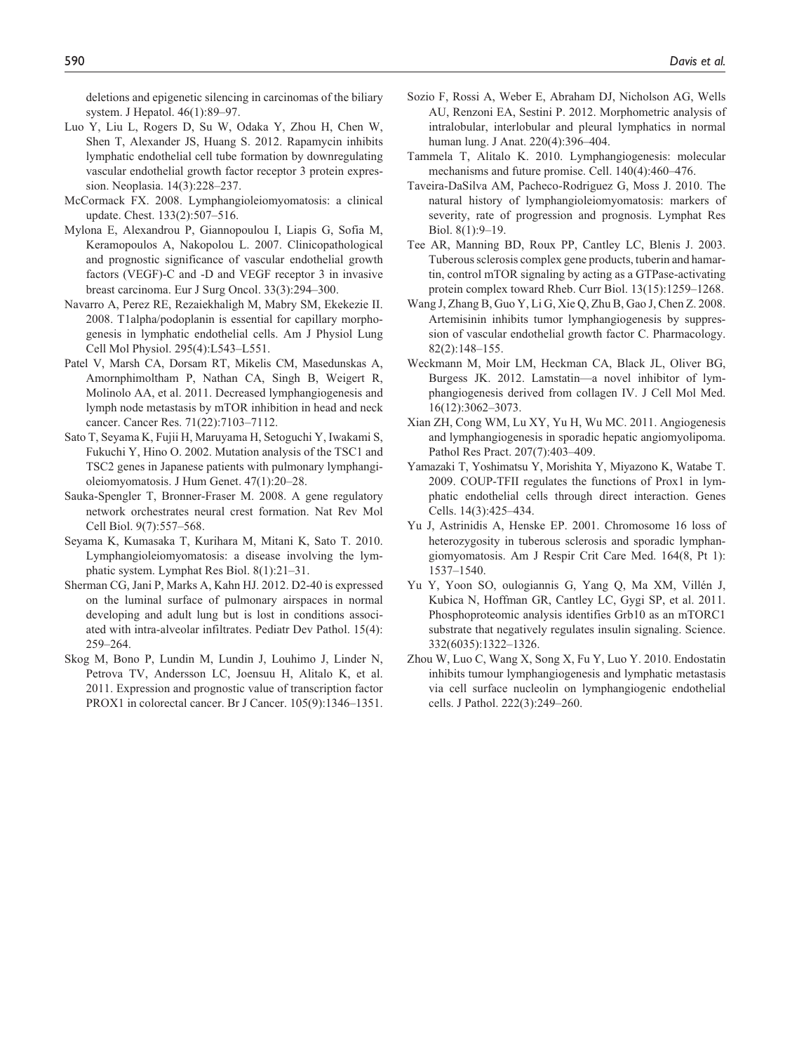deletions and epigenetic silencing in carcinomas of the biliary system. J Hepatol. 46(1):89–97.

Luo Y, Liu L, Rogers D, Su W, Odaka Y, Zhou H, Chen W, Shen T, Alexander JS, Huang S. 2012. Rapamycin inhibits lymphatic endothelial cell tube formation by downregulating vascular endothelial growth factor receptor 3 protein expression. Neoplasia. 14(3):228–237.

McCormack FX. 2008. Lymphangioleiomyomatosis: a clinical update. Chest. 133(2):507–516.

Mylona E, Alexandrou P, Giannopoulou I, Liapis G, Sofia M, Keramopoulos A, Nakopolou L. 2007. Clinicopathological and prognostic significance of vascular endothelial growth factors (VEGF)-C and -D and VEGF receptor 3 in invasive breast carcinoma. Eur J Surg Oncol. 33(3):294–300.

Navarro A, Perez RE, Rezaiekhaligh M, Mabry SM, Ekekezie II. 2008. T1alpha/podoplanin is essential for capillary morphogenesis in lymphatic endothelial cells. Am J Physiol Lung Cell Mol Physiol. 295(4):L543–L551.

Patel V, Marsh CA, Dorsam RT, Mikelis CM, Masedunskas A, Amornphimoltham P, Nathan CA, Singh B, Weigert R, Molinolo AA, et al. 2011. Decreased lymphangiogenesis and lymph node metastasis by mTOR inhibition in head and neck cancer. Cancer Res. 71(22):7103–7112.

Sato T, Seyama K, Fujii H, Maruyama H, Setoguchi Y, Iwakami S, Fukuchi Y, Hino O. 2002. Mutation analysis of the TSC1 and TSC2 genes in Japanese patients with pulmonary lymphangioleiomyomatosis. J Hum Genet. 47(1):20–28.

Sauka-Spengler T, Bronner-Fraser M. 2008. A gene regulatory network orchestrates neural crest formation. Nat Rev Mol Cell Biol. 9(7):557–568.

Seyama K, Kumasaka T, Kurihara M, Mitani K, Sato T. 2010. Lymphangioleiomyomatosis: a disease involving the lymphatic system. Lymphat Res Biol. 8(1):21–31.

Sherman CG, Jani P, Marks A, Kahn HJ. 2012. D2-40 is expressed on the luminal surface of pulmonary airspaces in normal developing and adult lung but is lost in conditions associated with intra-alveolar infiltrates. Pediatr Dev Pathol. 15(4): 259–264.

Skog M, Bono P, Lundin M, Lundin J, Louhimo J, Linder N, Petrova TV, Andersson LC, Joensuu H, Alitalo K, et al. 2011. Expression and prognostic value of transcription factor PROX1 in colorectal cancer. Br J Cancer. 105(9):1346–1351.

Sozio F, Rossi A, Weber E, Abraham DJ, Nicholson AG, Wells AU, Renzoni EA, Sestini P. 2012. Morphometric analysis of intralobular, interlobular and pleural lymphatics in normal human lung. J Anat. 220(4):396–404.

Tammela T, Alitalo K. 2010. Lymphangiogenesis: molecular mechanisms and future promise. Cell. 140(4):460–476.

Taveira-DaSilva AM, Pacheco-Rodriguez G, Moss J. 2010. The natural history of lymphangioleiomyomatosis: markers of severity, rate of progression and prognosis. Lymphat Res Biol. 8(1):9–19.

Tee AR, Manning BD, Roux PP, Cantley LC, Blenis J. 2003. Tuberous sclerosis complex gene products, tuberin and hamartin, control mTOR signaling by acting as a GTPase-activating protein complex toward Rheb. Curr Biol. 13(15):1259–1268.

Wang J, Zhang B, Guo Y, Li G, Xie Q, Zhu B, Gao J, Chen Z. 2008. Artemisinin inhibits tumor lymphangiogenesis by suppression of vascular endothelial growth factor C. Pharmacology. 82(2):148–155.

Weckmann M, Moir LM, Heckman CA, Black JL, Oliver BG, Burgess JK. 2012. Lamstatin—a novel inhibitor of lymphangiogenesis derived from collagen IV. J Cell Mol Med. 16(12):3062–3073.

Xian ZH, Cong WM, Lu XY, Yu H, Wu MC. 2011. Angiogenesis and lymphangiogenesis in sporadic hepatic angiomyolipoma. Pathol Res Pract. 207(7):403–409.

Yamazaki T, Yoshimatsu Y, Morishita Y, Miyazono K, Watabe T. 2009. COUP-TFII regulates the functions of Prox1 in lymphatic endothelial cells through direct interaction. Genes Cells. 14(3):425–434.

Yu J, Astrinidis A, Henske EP. 2001. Chromosome 16 loss of heterozygosity in tuberous sclerosis and sporadic lymphangiomyomatosis. Am J Respir Crit Care Med. 164(8, Pt 1): 1537–1540.

Yu Y, Yoon SO, oulogiannis G, Yang Q, Ma XM, Villén J, Kubica N, Hoffman GR, Cantley LC, Gygi SP, et al. 2011. Phosphoproteomic analysis identifies Grb10 as an mTORC1 substrate that negatively regulates insulin signaling. Science. 332(6035):1322–1326.

Zhou W, Luo C, Wang X, Song X, Fu Y, Luo Y. 2010. Endostatin inhibits tumour lymphangiogenesis and lymphatic metastasis via cell surface nucleolin on lymphangiogenic endothelial cells. J Pathol. 222(3):249–260.